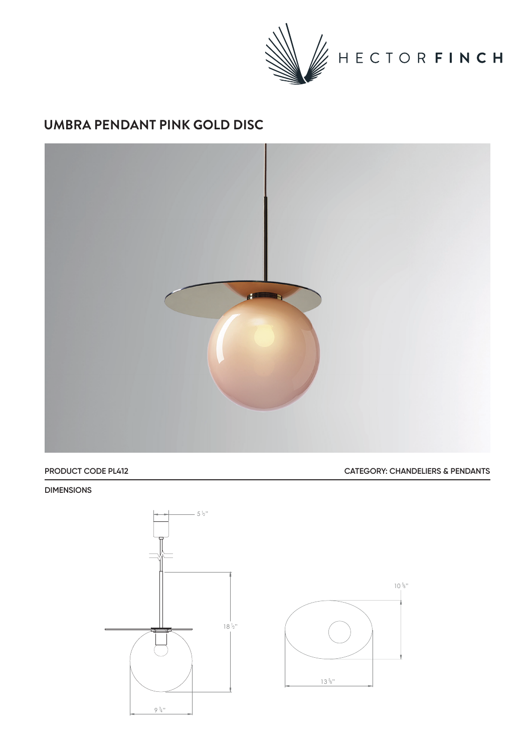# UMBRA PENDANT PINK GOLD DISC

PRODUCT CODE PL412

CATEGORY: CHANDELIERS & PENDANTS

DIMENSIONS

5 ½"

18 ½"

9 ¾"

10 ⅝"

13 ⅝"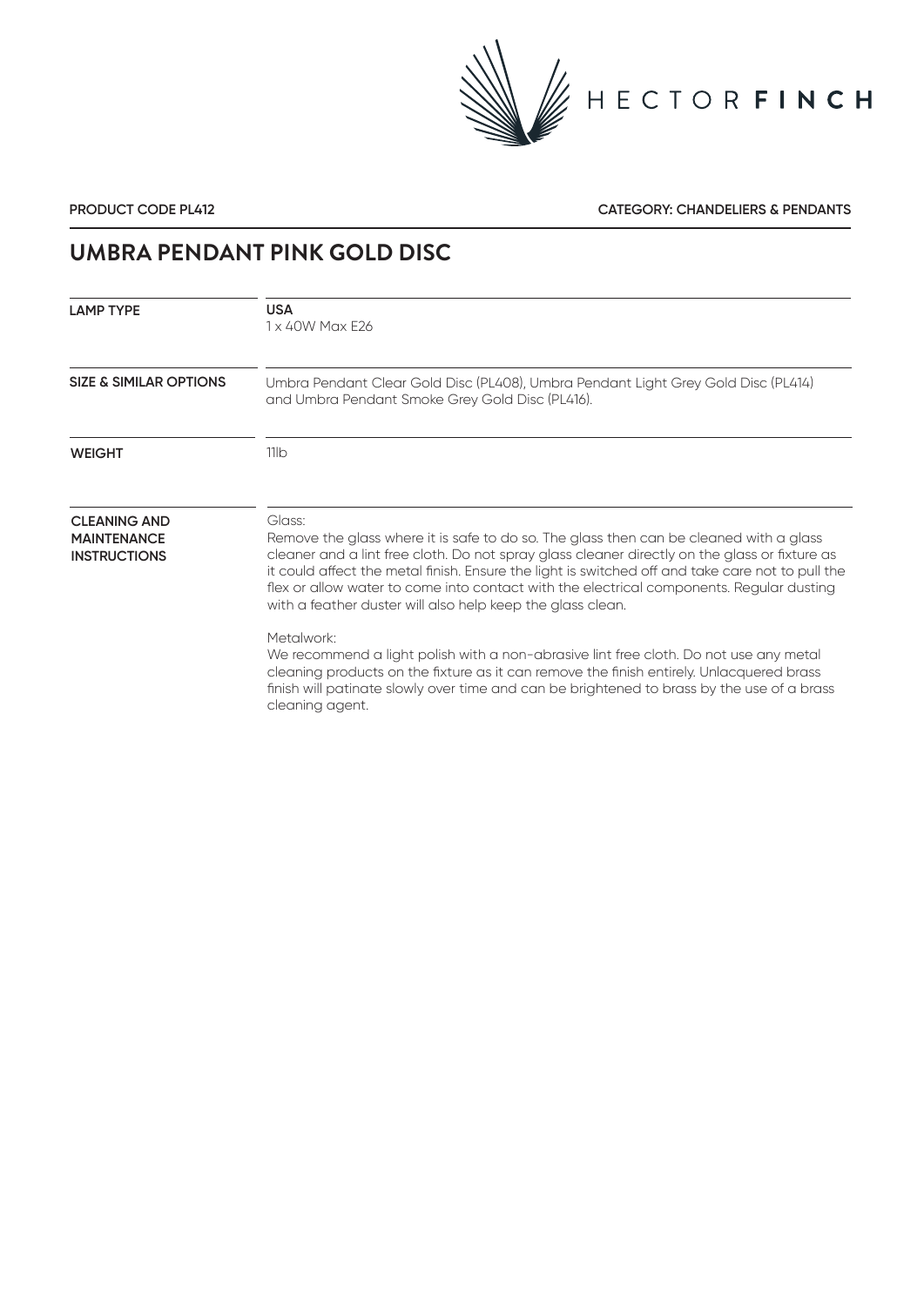HECTOR FINCH

**PRODUCT CODE PL412** **CATEGORY: CHANDELIERS & PENDANTS**

# UMBRA PENDANT PINK GOLD DISC

| | |
|---|---|
| **LAMP TYPE** | **USA**<br>1 x 40W Max E26 |
| **SIZE & SIMILAR OPTIONS** | Umbra Pendant Clear Gold Disc (PL408), Umbra Pendant Light Grey Gold Disc (PL414) and Umbra Pendant Smoke Grey Gold Disc (PL416). |
| **WEIGHT** | 11lb |
| **CLEANING AND MAINTENANCE INSTRUCTIONS** | Glass:<br>Remove the glass where it is safe to do so. The glass then can be cleaned with a glass cleaner and a lint free cloth. Do not spray glass cleaner directly on the glass or fixture as it could affect the metal finish. Ensure the light is switched off and take care not to pull the flex or allow water to come into contact with the electrical components. Regular dusting with a feather duster will also help keep the glass clean.<br><br>Metalwork:<br>We recommend a light polish with a non-abrasive lint free cloth. Do not use any metal cleaning products on the fixture as it can remove the finish entirely. Unlacquered brass finish will patinate slowly over time and can be brightened to brass by the use of a brass cleaning agent. |